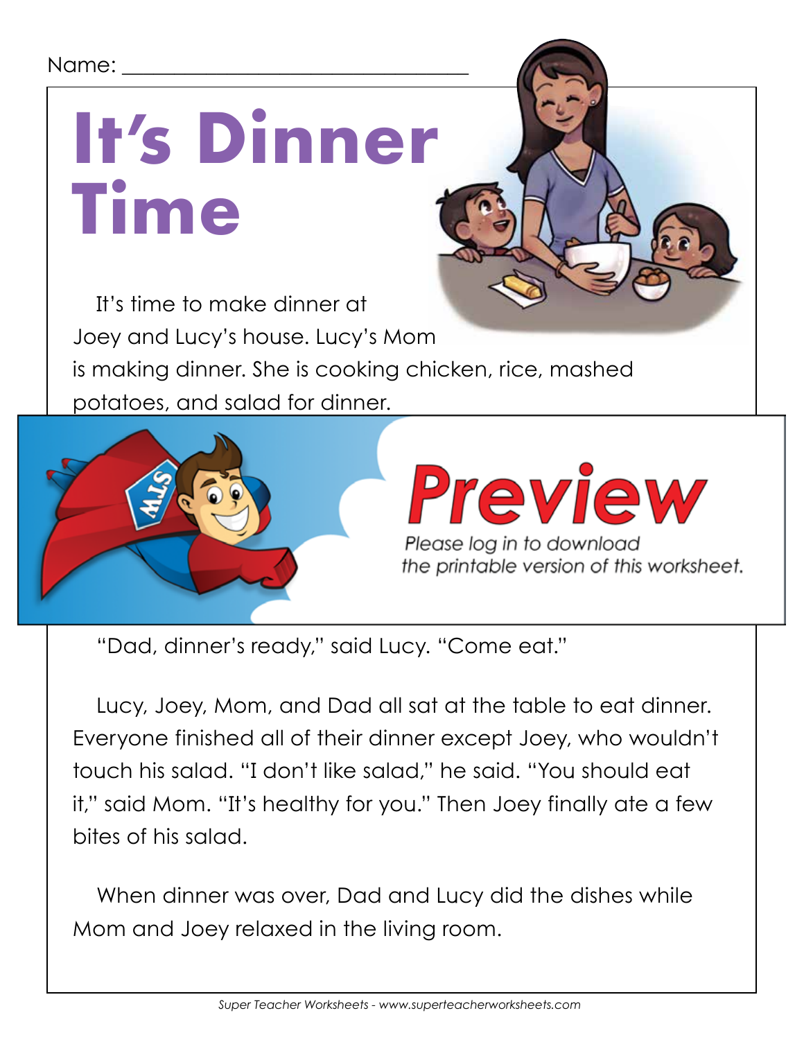Name: ________________________________

# It's Dinner Time

It's time to make dinner at Joey and Lucy's house. Lucy's Mom is making dinner. She is cooking chicken, rice, mashed potatoes, and salad for dinner.

**Preview**

*Please log in to download the printable version of this worksheet.*

"Dad, dinner's ready," said Lucy. "Come eat."

Lucy, Joey, Mom, and Dad all sat at the table to eat dinner. Everyone finished all of their dinner except Joey, who wouldn't touch his salad. "I don't like salad," he said. "You should eat it," said Mom. "It's healthy for you." Then Joey finally ate a few bites of his salad.

When dinner was over, Dad and Lucy did the dishes while Mom and Joey relaxed in the living room.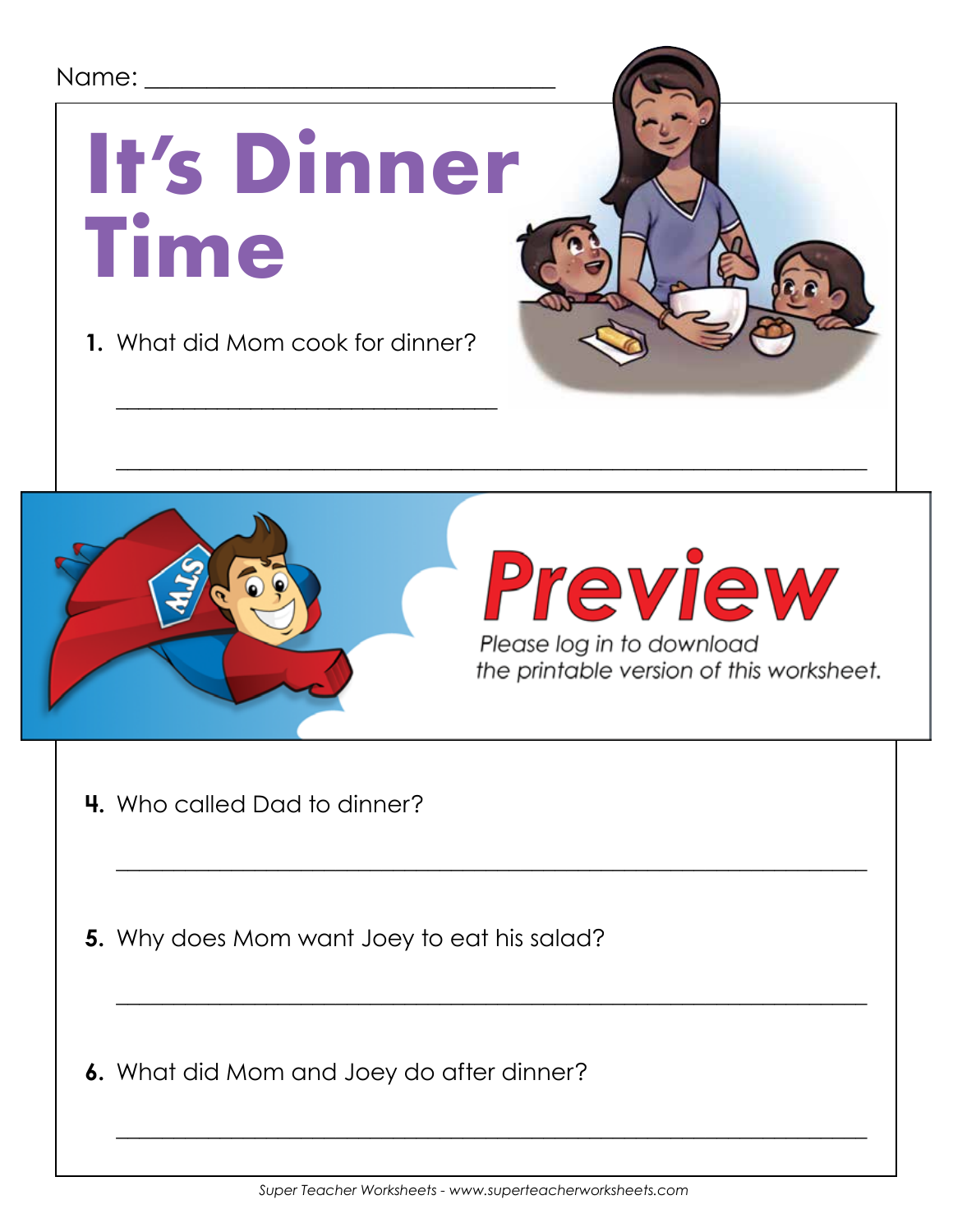Name: ________________________________

# It's Dinner Time

1. What did Mom cook for dinner?

________________________________

________________________________

Preview

Please log in to download the printable version of this worksheet.

4. Who called Dad to dinner?

________________________________

5. Why does Mom want Joey to eat his salad?

________________________________

6. What did Mom and Joey do after dinner?

________________________________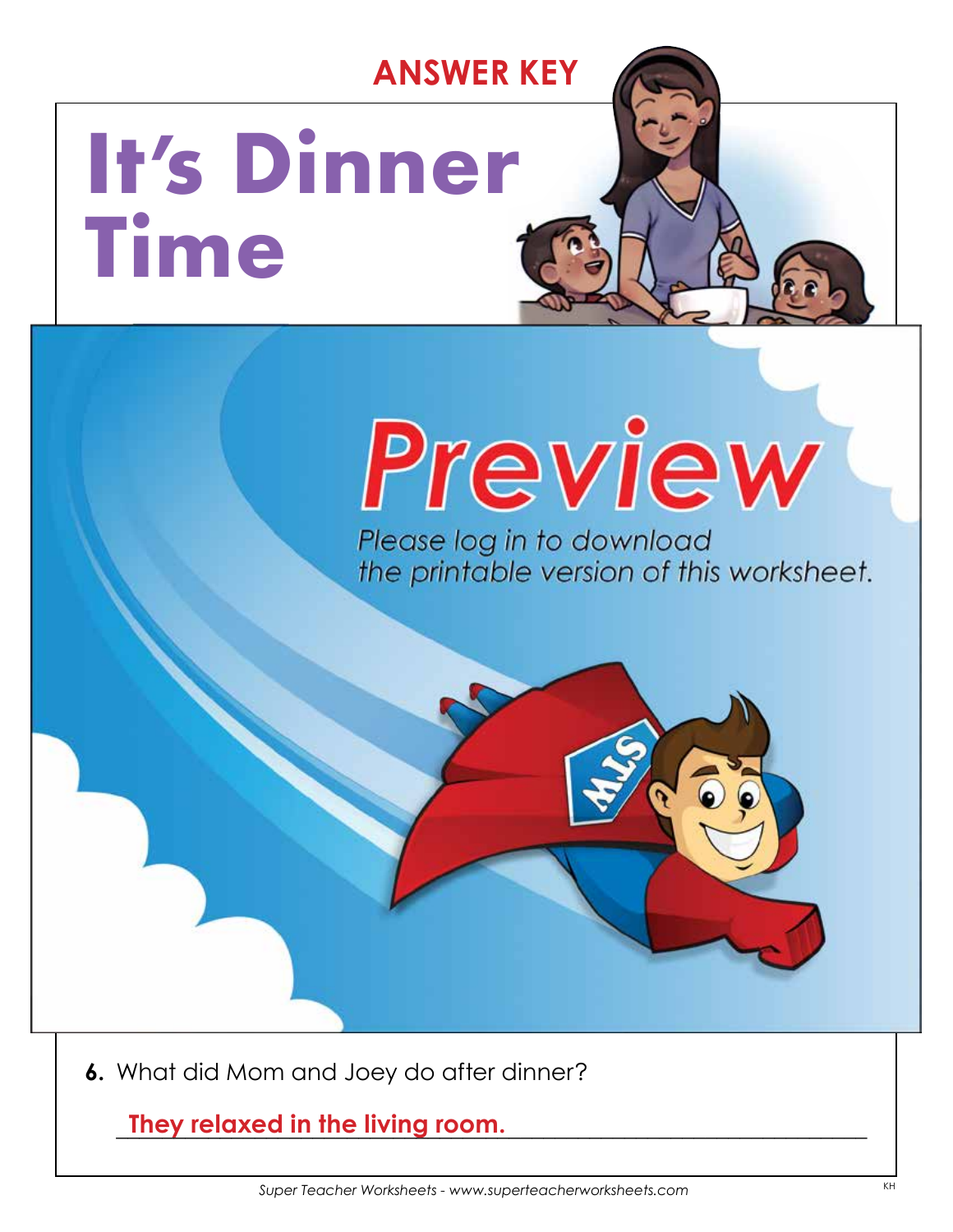ANSWER KEY

# It's Dinner Time

**6.** What did Mom and Joey do after dinner?

**They relaxed in the living room.**